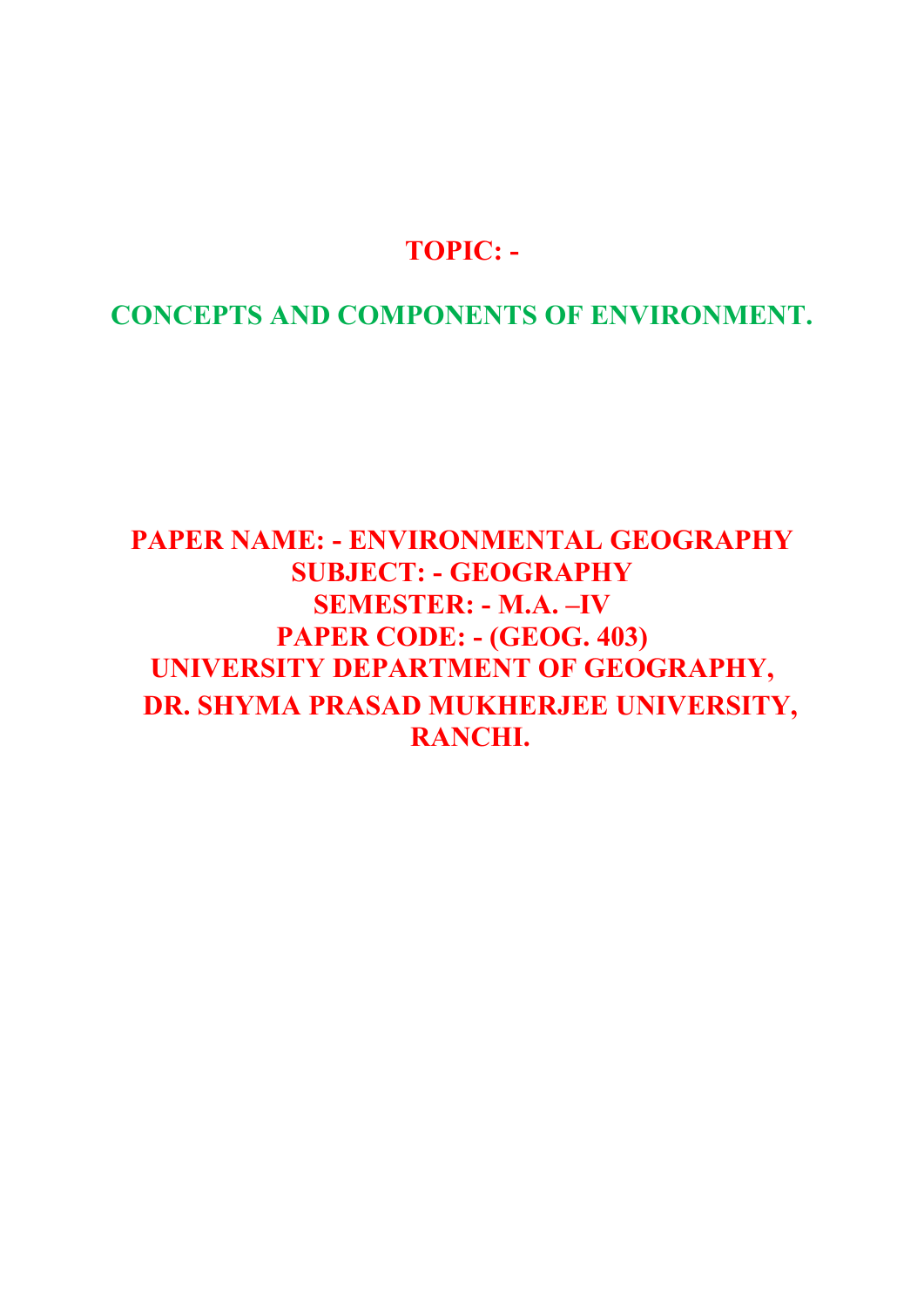# TOPIC: -

# CONCEPTS AND COMPONENTS OF ENVIRONMENT.

**PAPER NAME: - ENVIRONMENTAL GEOGRAPHY**
**SUBJECT: - GEOGRAPHY**
**SEMESTER: - M.A. –IV**
**PAPER CODE: - (GEOG. 403)**
**UNIVERSITY DEPARTMENT OF GEOGRAPHY,**
**DR. SHYMA PRASAD MUKHERJEE UNIVERSITY,**
**RANCHI.**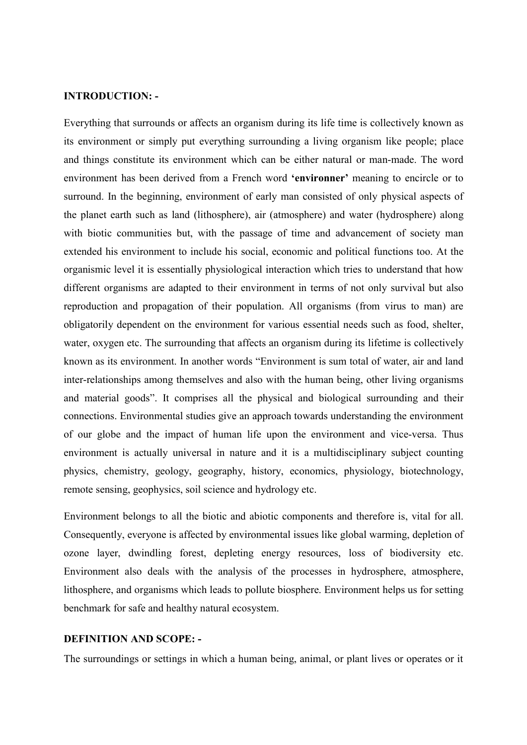**INTRODUCTION: -**

Everything that surrounds or affects an organism during its life time is collectively known as its environment or simply put everything surrounding a living organism like people; place and things constitute its environment which can be either natural or man-made. The word environment has been derived from a French word **'environner'** meaning to encircle or to surround. In the beginning, environment of early man consisted of only physical aspects of the planet earth such as land (lithosphere), air (atmosphere) and water (hydrosphere) along with biotic communities but, with the passage of time and advancement of society man extended his environment to include his social, economic and political functions too. At the organismic level it is essentially physiological interaction which tries to understand that how different organisms are adapted to their environment in terms of not only survival but also reproduction and propagation of their population. All organisms (from virus to man) are obligatorily dependent on the environment for various essential needs such as food, shelter, water, oxygen etc. The surrounding that affects an organism during its lifetime is collectively known as its environment. In another words "Environment is sum total of water, air and land inter-relationships among themselves and also with the human being, other living organisms and material goods". It comprises all the physical and biological surrounding and their connections. Environmental studies give an approach towards understanding the environment of our globe and the impact of human life upon the environment and vice-versa. Thus environment is actually universal in nature and it is a multidisciplinary subject counting physics, chemistry, geology, geography, history, economics, physiology, biotechnology, remote sensing, geophysics, soil science and hydrology etc.

Environment belongs to all the biotic and abiotic components and therefore is, vital for all. Consequently, everyone is affected by environmental issues like global warming, depletion of ozone layer, dwindling forest, depleting energy resources, loss of biodiversity etc. Environment also deals with the analysis of the processes in hydrosphere, atmosphere, lithosphere, and organisms which leads to pollute biosphere. Environment helps us for setting benchmark for safe and healthy natural ecosystem.

**DEFINITION AND SCOPE: -**

The surroundings or settings in which a human being, animal, or plant lives or operates or it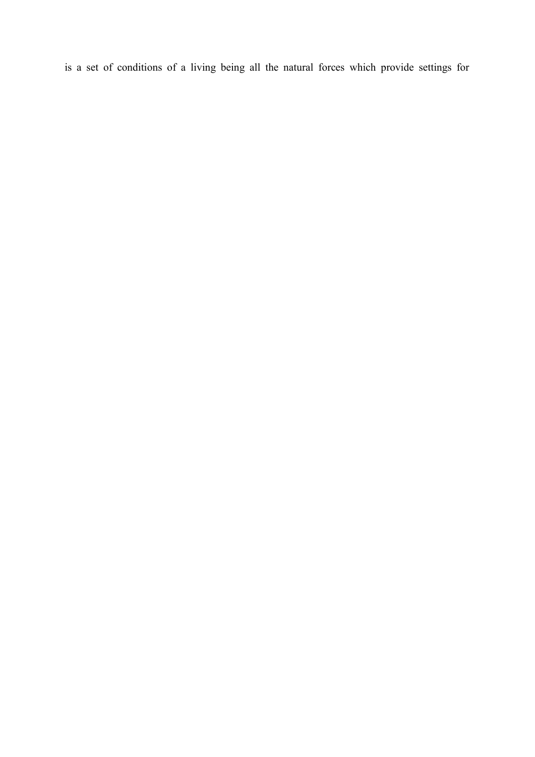is a set of conditions of a living being all the natural forces which provide settings for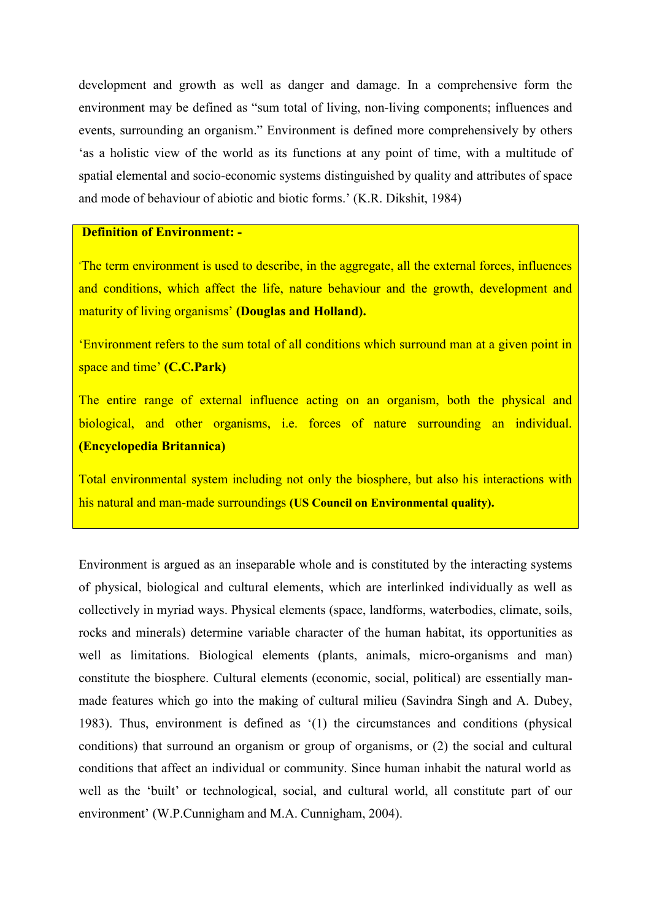development and growth as well as danger and damage. In a comprehensive form the environment may be defined as "sum total of living, non-living components; influences and events, surrounding an organism." Environment is defined more comprehensively by others 'as a holistic view of the world as its functions at any point of time, with a multitude of spatial elemental and socio-economic systems distinguished by quality and attributes of space and mode of behaviour of abiotic and biotic forms.' (K.R. Dikshit, 1984)

**Definition of Environment: -**

'The term environment is used to describe, in the aggregate, all the external forces, influences and conditions, which affect the life, nature behaviour and the growth, development and maturity of living organisms' **(Douglas and Holland).**

'Environment refers to the sum total of all conditions which surround man at a given point in space and time' **(C.C.Park)**

The entire range of external influence acting on an organism, both the physical and biological, and other organisms, i.e. forces of nature surrounding an individual. **(Encyclopedia Britannica)**

Total environmental system including not only the biosphere, but also his interactions with his natural and man-made surroundings **(US Council on Environmental quality).**

Environment is argued as an inseparable whole and is constituted by the interacting systems of physical, biological and cultural elements, which are interlinked individually as well as collectively in myriad ways. Physical elements (space, landforms, waterbodies, climate, soils, rocks and minerals) determine variable character of the human habitat, its opportunities as well as limitations. Biological elements (plants, animals, micro-organisms and man) constitute the biosphere. Cultural elements (economic, social, political) are essentially man-made features which go into the making of cultural milieu (Savindra Singh and A. Dubey, 1983). Thus, environment is defined as '(1) the circumstances and conditions (physical conditions) that surround an organism or group of organisms, or (2) the social and cultural conditions that affect an individual or community. Since human inhabit the natural world as well as the 'built' or technological, social, and cultural world, all constitute part of our environment' (W.P.Cunnigham and M.A. Cunnigham, 2004).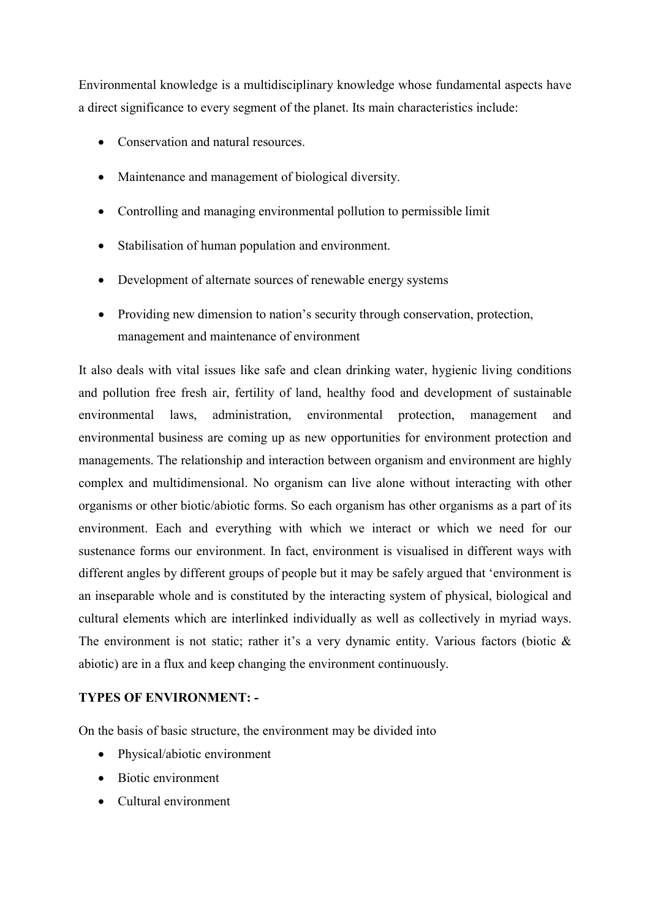Environmental knowledge is a multidisciplinary knowledge whose fundamental aspects have a direct significance to every segment of the planet. Its main characteristics include:

- Conservation and natural resources.
- Maintenance and management of biological diversity.
- Controlling and managing environmental pollution to permissible limit
- Stabilisation of human population and environment.
- Development of alternate sources of renewable energy systems
- Providing new dimension to nation's security through conservation, protection, management and maintenance of environment

It also deals with vital issues like safe and clean drinking water, hygienic living conditions and pollution free fresh air, fertility of land, healthy food and development of sustainable environmental laws, administration, environmental protection, management and environmental business are coming up as new opportunities for environment protection and managements. The relationship and interaction between organism and environment are highly complex and multidimensional. No organism can live alone without interacting with other organisms or other biotic/abiotic forms. So each organism has other organisms as a part of its environment. Each and everything with which we interact or which we need for our sustenance forms our environment. In fact, environment is visualised in different ways with different angles by different groups of people but it may be safely argued that 'environment is an inseparable whole and is constituted by the interacting system of physical, biological and cultural elements which are interlinked individually as well as collectively in myriad ways. The environment is not static; rather it's a very dynamic entity. Various factors (biotic & abiotic) are in a flux and keep changing the environment continuously.

**TYPES OF ENVIRONMENT: -**

On the basis of basic structure, the environment may be divided into

- Physical/abiotic environment
- Biotic environment
- Cultural environment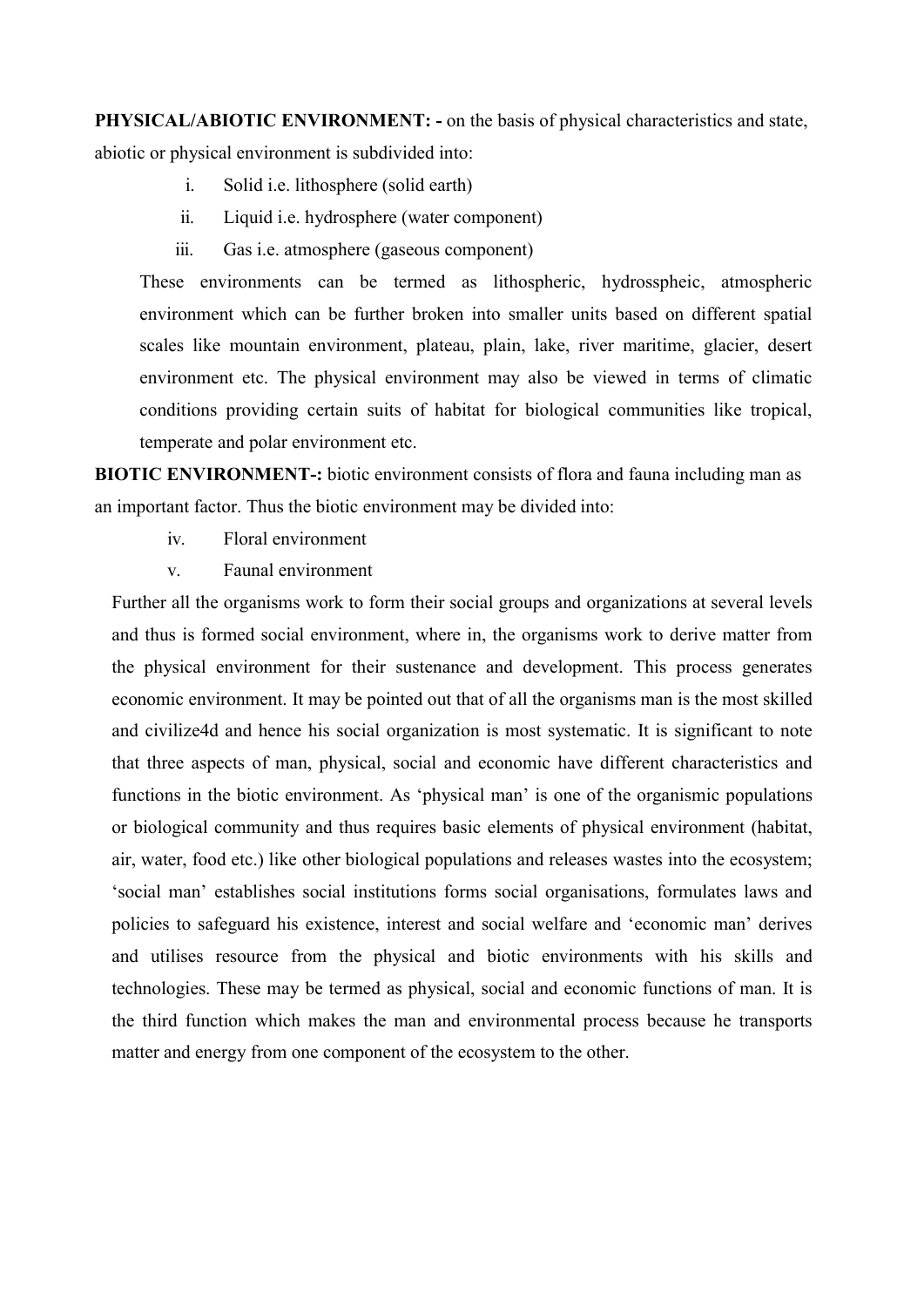**PHYSICAL/ABIOTIC ENVIRONMENT: -** on the basis of physical characteristics and state, abiotic or physical environment is subdivided into:

i. Solid i.e. lithosphere (solid earth)
ii. Liquid i.e. hydrosphere (water component)
iii. Gas i.e. atmosphere (gaseous component)

These environments can be termed as lithospheric, hydrosspheic, atmospheric environment which can be further broken into smaller units based on different spatial scales like mountain environment, plateau, plain, lake, river maritime, glacier, desert environment etc. The physical environment may also be viewed in terms of climatic conditions providing certain suits of habitat for biological communities like tropical, temperate and polar environment etc.

**BIOTIC ENVIRONMENT-:** biotic environment consists of flora and fauna including man as an important factor. Thus the biotic environment may be divided into:

iv. Floral environment
v. Faunal environment

Further all the organisms work to form their social groups and organizations at several levels and thus is formed social environment, where in, the organisms work to derive matter from the physical environment for their sustenance and development. This process generates economic environment. It may be pointed out that of all the organisms man is the most skilled and civilize4d and hence his social organization is most systematic. It is significant to note that three aspects of man, physical, social and economic have different characteristics and functions in the biotic environment. As 'physical man' is one of the organismic populations or biological community and thus requires basic elements of physical environment (habitat, air, water, food etc.) like other biological populations and releases wastes into the ecosystem; 'social man' establishes social institutions forms social organisations, formulates laws and policies to safeguard his existence, interest and social welfare and 'economic man' derives and utilises resource from the physical and biotic environments with his skills and technologies. These may be termed as physical, social and economic functions of man. It is the third function which makes the man and environmental process because he transports matter and energy from one component of the ecosystem to the other.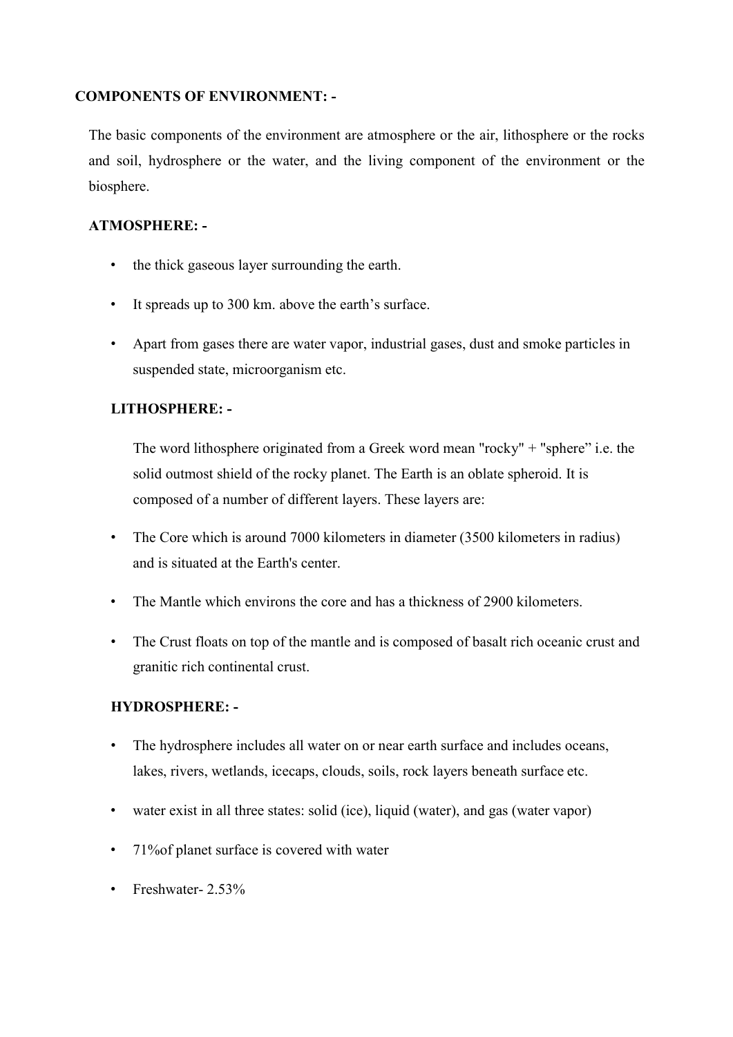**COMPONENTS OF ENVIRONMENT: -**

The basic components of the environment are atmosphere or the air, lithosphere or the rocks and soil, hydrosphere or the water, and the living component of the environment or the biosphere.

**ATMOSPHERE: -**

- the thick gaseous layer surrounding the earth.
- It spreads up to 300 km. above the earth's surface.
- Apart from gases there are water vapor, industrial gases, dust and smoke particles in suspended state, microorganism etc.

**LITHOSPHERE: -**

The word lithosphere originated from a Greek word mean "rocky" + "sphere" i.e. the solid outmost shield of the rocky planet. The Earth is an oblate spheroid. It is composed of a number of different layers. These layers are:

- The Core which is around 7000 kilometers in diameter (3500 kilometers in radius) and is situated at the Earth's center.
- The Mantle which environs the core and has a thickness of 2900 kilometers.
- The Crust floats on top of the mantle and is composed of basalt rich oceanic crust and granitic rich continental crust.

**HYDROSPHERE: -**

- The hydrosphere includes all water on or near earth surface and includes oceans, lakes, rivers, wetlands, icecaps, clouds, soils, rock layers beneath surface etc.
- water exist in all three states: solid (ice), liquid (water), and gas (water vapor)
- 71%of planet surface is covered with water
- Freshwater- 2.53%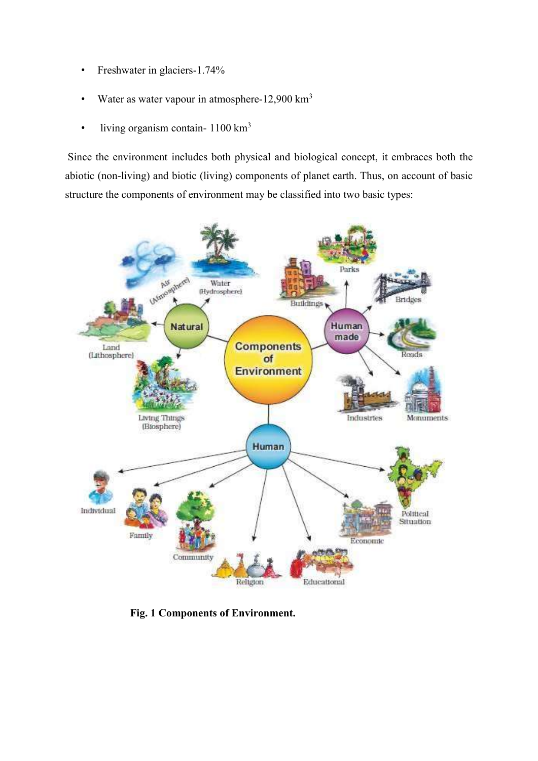- Freshwater in glaciers-1.74%
- Water as water vapour in atmosphere-12,900 $km^3$
- living organism contain- 1100 $km^3$

Since the environment includes both physical and biological concept, it embraces both the abiotic (non-living) and biotic (living) components of planet earth. Thus, on account of basic structure the components of environment may be classified into two basic types:

**Fig. 1 Components of Environment.**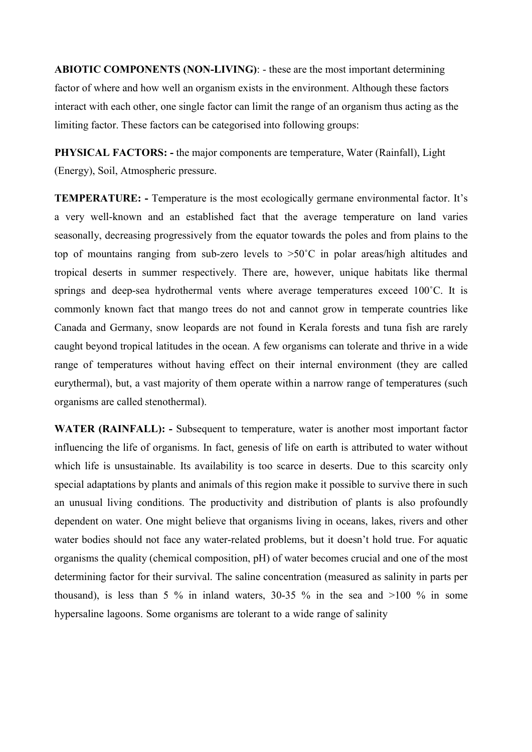**ABIOTIC COMPONENTS (NON-LIVING)**: - these are the most important determining factor of where and how well an organism exists in the environment. Although these factors interact with each other, one single factor can limit the range of an organism thus acting as the limiting factor. These factors can be categorised into following groups:

**PHYSICAL FACTORS: -** the major components are temperature, Water (Rainfall), Light (Energy), Soil, Atmospheric pressure.

**TEMPERATURE: -** Temperature is the most ecologically germane environmental factor. It's a very well-known and an established fact that the average temperature on land varies seasonally, decreasing progressively from the equator towards the poles and from plains to the top of mountains ranging from sub-zero levels to >50˚C in polar areas/high altitudes and tropical deserts in summer respectively. There are, however, unique habitats like thermal springs and deep-sea hydrothermal vents where average temperatures exceed 100˚C. It is commonly known fact that mango trees do not and cannot grow in temperate countries like Canada and Germany, snow leopards are not found in Kerala forests and tuna fish are rarely caught beyond tropical latitudes in the ocean. A few organisms can tolerate and thrive in a wide range of temperatures without having effect on their internal environment (they are called eurythermal), but, a vast majority of them operate within a narrow range of temperatures (such organisms are called stenothermal).

**WATER (RAINFALL): -** Subsequent to temperature, water is another most important factor influencing the life of organisms. In fact, genesis of life on earth is attributed to water without which life is unsustainable. Its availability is too scarce in deserts. Due to this scarcity only special adaptations by plants and animals of this region make it possible to survive there in such an unusual living conditions. The productivity and distribution of plants is also profoundly dependent on water. One might believe that organisms living in oceans, lakes, rivers and other water bodies should not face any water-related problems, but it doesn't hold true. For aquatic organisms the quality (chemical composition, pH) of water becomes crucial and one of the most determining factor for their survival. The saline concentration (measured as salinity in parts per thousand), is less than 5 % in inland waters, 30-35 % in the sea and >100 % in some hypersaline lagoons. Some organisms are tolerant to a wide range of salinity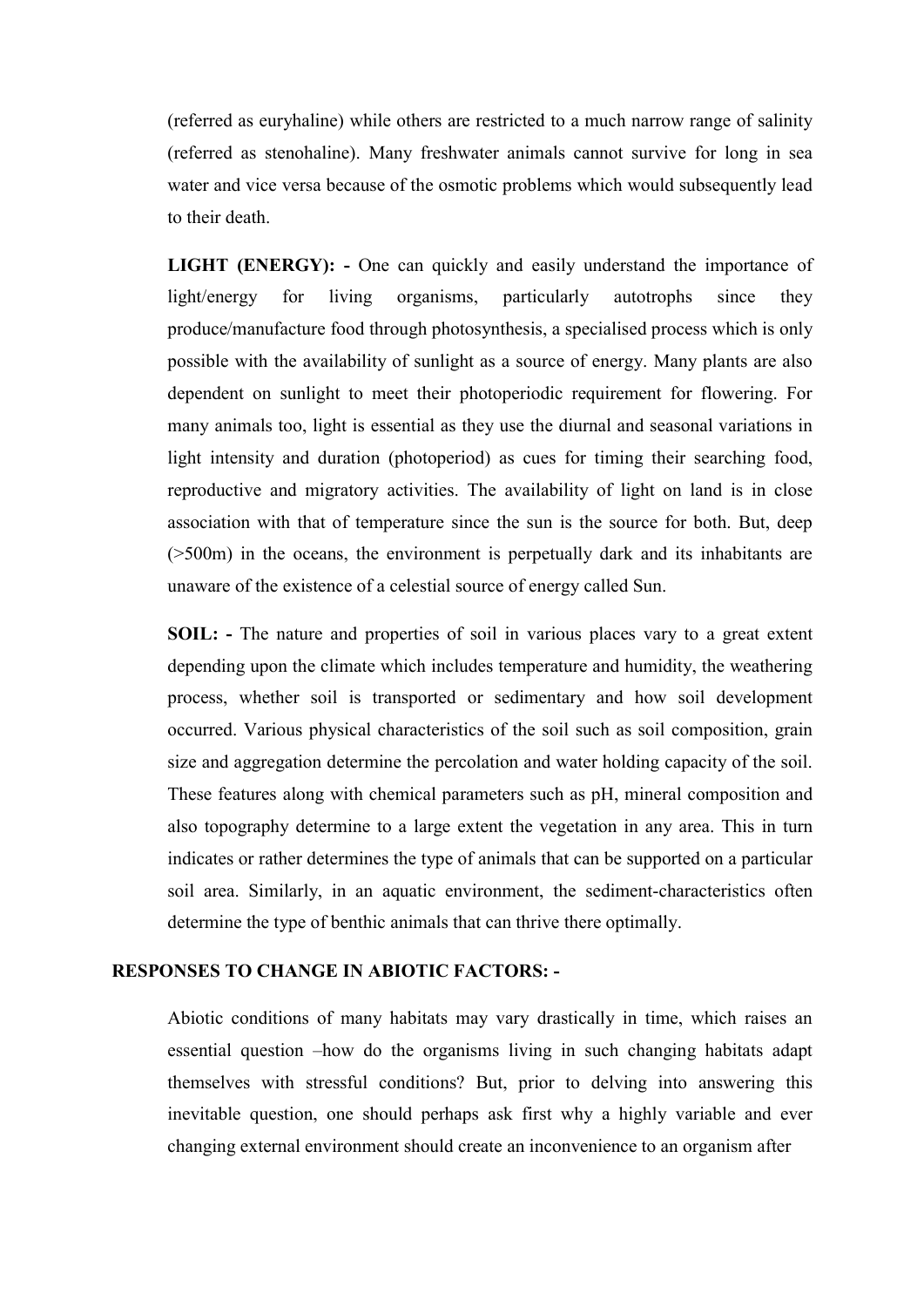(referred as euryhaline) while others are restricted to a much narrow range of salinity (referred as stenohaline). Many freshwater animals cannot survive for long in sea water and vice versa because of the osmotic problems which would subsequently lead to their death.

**LIGHT (ENERGY): -** One can quickly and easily understand the importance of light/energy for living organisms, particularly autotrophs since they produce/manufacture food through photosynthesis, a specialised process which is only possible with the availability of sunlight as a source of energy. Many plants are also dependent on sunlight to meet their photoperiodic requirement for flowering. For many animals too, light is essential as they use the diurnal and seasonal variations in light intensity and duration (photoperiod) as cues for timing their searching food, reproductive and migratory activities. The availability of light on land is in close association with that of temperature since the sun is the source for both. But, deep (>500m) in the oceans, the environment is perpetually dark and its inhabitants are unaware of the existence of a celestial source of energy called Sun.

**SOIL: -** The nature and properties of soil in various places vary to a great extent depending upon the climate which includes temperature and humidity, the weathering process, whether soil is transported or sedimentary and how soil development occurred. Various physical characteristics of the soil such as soil composition, grain size and aggregation determine the percolation and water holding capacity of the soil. These features along with chemical parameters such as pH, mineral composition and also topography determine to a large extent the vegetation in any area. This in turn indicates or rather determines the type of animals that can be supported on a particular soil area. Similarly, in an aquatic environment, the sediment-characteristics often determine the type of benthic animals that can thrive there optimally.

**RESPONSES TO CHANGE IN ABIOTIC FACTORS: -**

Abiotic conditions of many habitats may vary drastically in time, which raises an essential question –how do the organisms living in such changing habitats adapt themselves with stressful conditions? But, prior to delving into answering this inevitable question, one should perhaps ask first why a highly variable and ever changing external environment should create an inconvenience to an organism after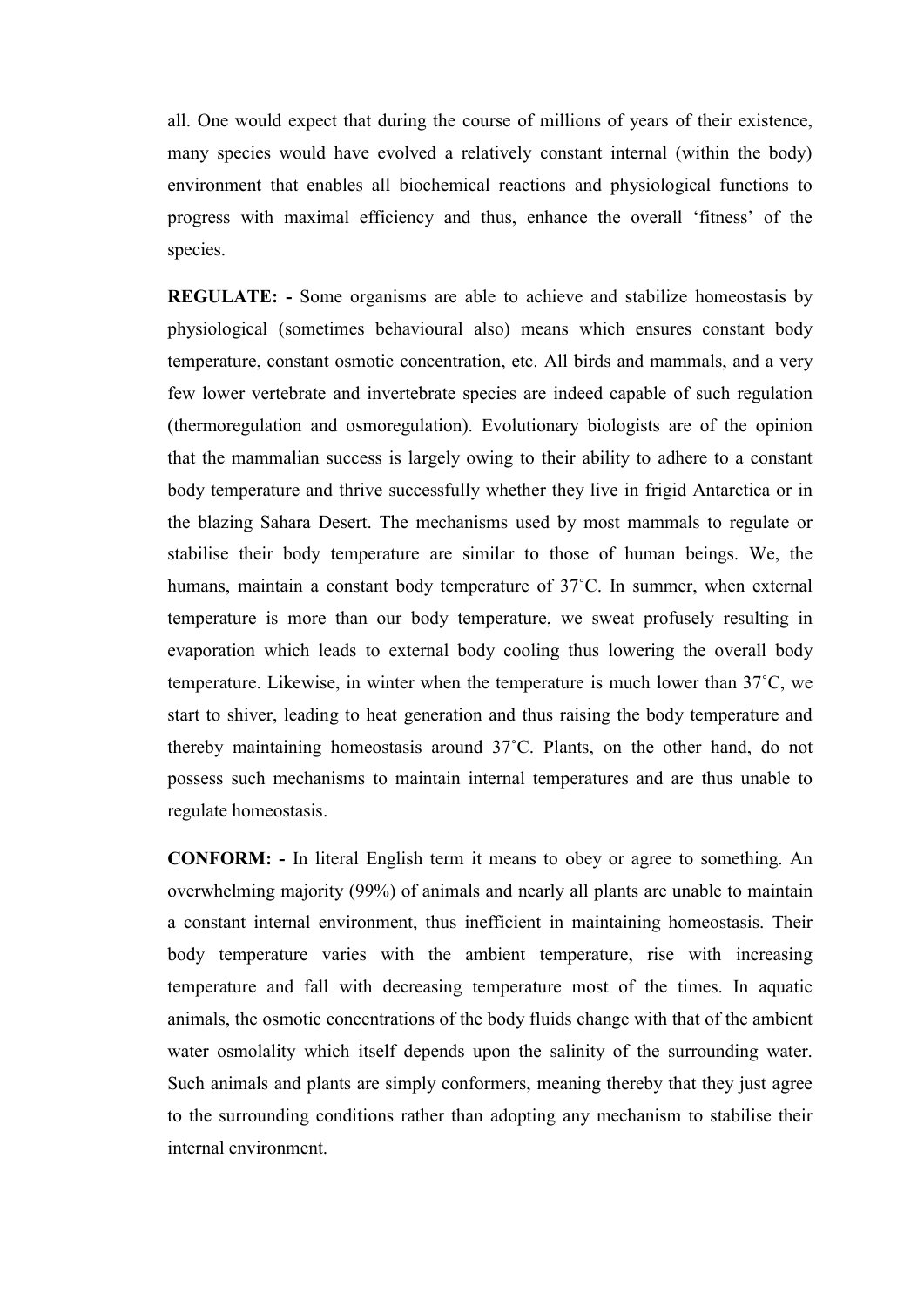all. One would expect that during the course of millions of years of their existence, many species would have evolved a relatively constant internal (within the body) environment that enables all biochemical reactions and physiological functions to progress with maximal efficiency and thus, enhance the overall 'fitness' of the species.

**REGULATE: -** Some organisms are able to achieve and stabilize homeostasis by physiological (sometimes behavioural also) means which ensures constant body temperature, constant osmotic concentration, etc. All birds and mammals, and a very few lower vertebrate and invertebrate species are indeed capable of such regulation (thermoregulation and osmoregulation). Evolutionary biologists are of the opinion that the mammalian success is largely owing to their ability to adhere to a constant body temperature and thrive successfully whether they live in frigid Antarctica or in the blazing Sahara Desert. The mechanisms used by most mammals to regulate or stabilise their body temperature are similar to those of human beings. We, the humans, maintain a constant body temperature of 37˚C. In summer, when external temperature is more than our body temperature, we sweat profusely resulting in evaporation which leads to external body cooling thus lowering the overall body temperature. Likewise, in winter when the temperature is much lower than 37˚C, we start to shiver, leading to heat generation and thus raising the body temperature and thereby maintaining homeostasis around 37˚C. Plants, on the other hand, do not possess such mechanisms to maintain internal temperatures and are thus unable to regulate homeostasis.

**CONFORM: -** In literal English term it means to obey or agree to something. An overwhelming majority (99%) of animals and nearly all plants are unable to maintain a constant internal environment, thus inefficient in maintaining homeostasis. Their body temperature varies with the ambient temperature, rise with increasing temperature and fall with decreasing temperature most of the times. In aquatic animals, the osmotic concentrations of the body fluids change with that of the ambient water osmolality which itself depends upon the salinity of the surrounding water. Such animals and plants are simply conformers, meaning thereby that they just agree to the surrounding conditions rather than adopting any mechanism to stabilise their internal environment.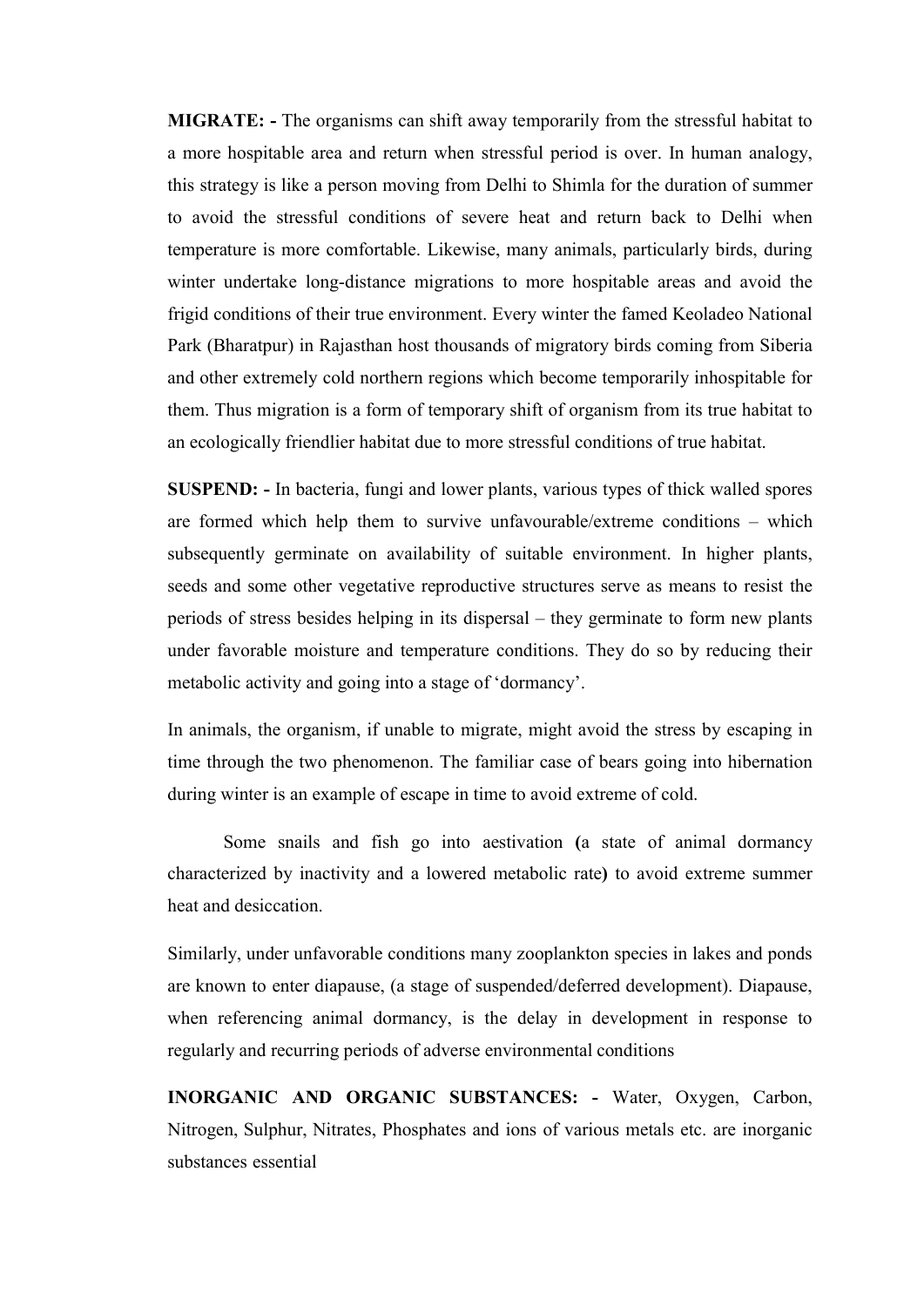**MIGRATE: -** The organisms can shift away temporarily from the stressful habitat to a more hospitable area and return when stressful period is over. In human analogy, this strategy is like a person moving from Delhi to Shimla for the duration of summer to avoid the stressful conditions of severe heat and return back to Delhi when temperature is more comfortable. Likewise, many animals, particularly birds, during winter undertake long-distance migrations to more hospitable areas and avoid the frigid conditions of their true environment. Every winter the famed Keoladeo National Park (Bharatpur) in Rajasthan host thousands of migratory birds coming from Siberia and other extremely cold northern regions which become temporarily inhospitable for them. Thus migration is a form of temporary shift of organism from its true habitat to an ecologically friendlier habitat due to more stressful conditions of true habitat.

**SUSPEND: -** In bacteria, fungi and lower plants, various types of thick walled spores are formed which help them to survive unfavourable/extreme conditions – which subsequently germinate on availability of suitable environment. In higher plants, seeds and some other vegetative reproductive structures serve as means to resist the periods of stress besides helping in its dispersal – they germinate to form new plants under favorable moisture and temperature conditions. They do so by reducing their metabolic activity and going into a stage of 'dormancy'.

In animals, the organism, if unable to migrate, might avoid the stress by escaping in time through the two phenomenon. The familiar case of bears going into hibernation during winter is an example of escape in time to avoid extreme of cold.

Some snails and fish go into aestivation **(**a state of animal dormancy characterized by inactivity and a lowered metabolic rate**)** to avoid extreme summer heat and desiccation.

Similarly, under unfavorable conditions many zooplankton species in lakes and ponds are known to enter diapause, (a stage of suspended/deferred development). Diapause, when referencing animal dormancy, is the delay in development in response to regularly and recurring periods of adverse environmental conditions

**INORGANIC AND ORGANIC SUBSTANCES: -** Water, Oxygen, Carbon, Nitrogen, Sulphur, Nitrates, Phosphates and ions of various metals etc. are inorganic substances essential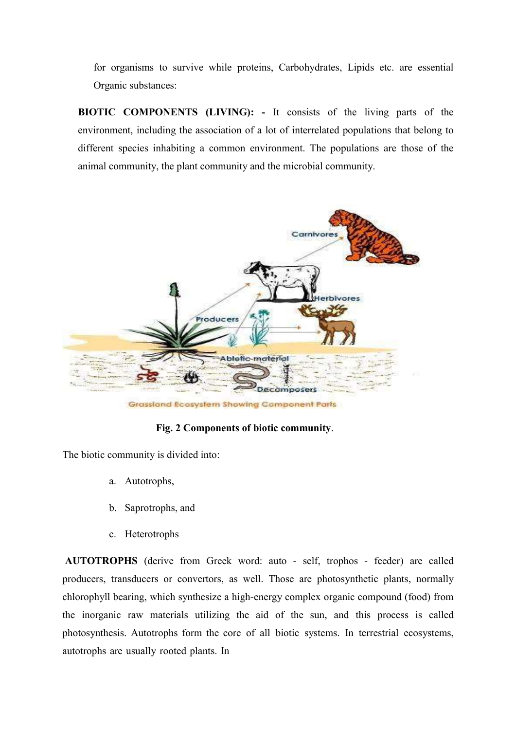for organisms to survive while proteins, Carbohydrates, Lipids etc. are essential Organic substances:

**BIOTIC COMPONENTS (LIVING): -** It consists of the living parts of the environment, including the association of a lot of interrelated populations that belong to different species inhabiting a common environment. The populations are those of the animal community, the plant community and the microbial community.

**Fig. 2 Components of biotic community**.

The biotic community is divided into:

a. Autotrophs,

b. Saprotrophs, and

c. Heterotrophs

**AUTOTROPHS** (derive from Greek word: auto - self, trophos - feeder) are called producers, transducers or convertors, as well. Those are photosynthetic plants, normally chlorophyll bearing, which synthesize a high-energy complex organic compound (food) from the inorganic raw materials utilizing the aid of the sun, and this process is called photosynthesis. Autotrophs form the core of all biotic systems. In terrestrial ecosystems, autotrophs are usually rooted plants. In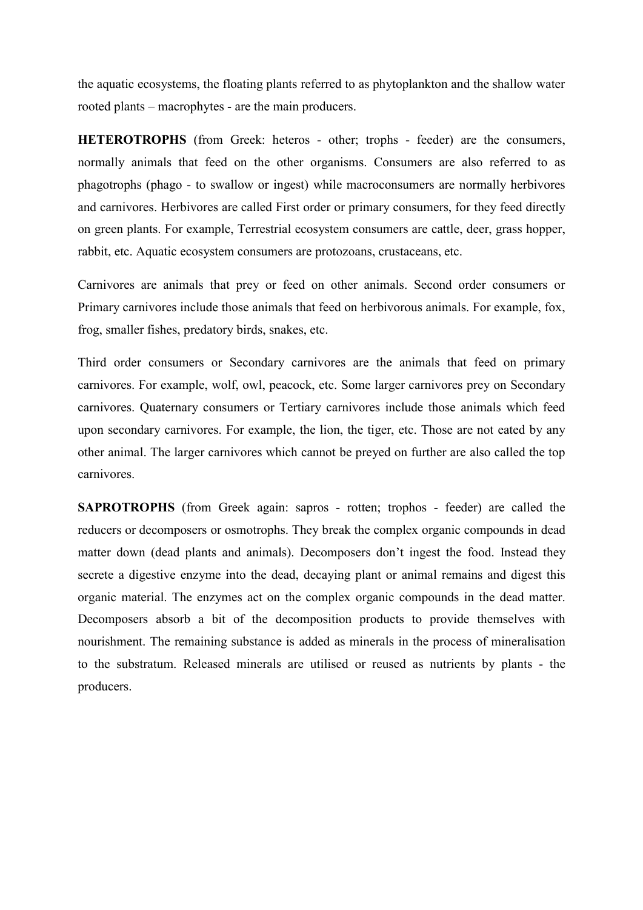the aquatic ecosystems, the floating plants referred to as phytoplankton and the shallow water rooted plants – macrophytes - are the main producers.

**HETEROTROPHS** (from Greek: heteros - other; trophs - feeder) are the consumers, normally animals that feed on the other organisms. Consumers are also referred to as phagotrophs (phago - to swallow or ingest) while macroconsumers are normally herbivores and carnivores. Herbivores are called First order or primary consumers, for they feed directly on green plants. For example, Terrestrial ecosystem consumers are cattle, deer, grass hopper, rabbit, etc. Aquatic ecosystem consumers are protozoans, crustaceans, etc.

Carnivores are animals that prey or feed on other animals. Second order consumers or Primary carnivores include those animals that feed on herbivorous animals. For example, fox, frog, smaller fishes, predatory birds, snakes, etc.

Third order consumers or Secondary carnivores are the animals that feed on primary carnivores. For example, wolf, owl, peacock, etc. Some larger carnivores prey on Secondary carnivores. Quaternary consumers or Tertiary carnivores include those animals which feed upon secondary carnivores. For example, the lion, the tiger, etc. Those are not eated by any other animal. The larger carnivores which cannot be preyed on further are also called the top carnivores.

**SAPROTROPHS** (from Greek again: sapros - rotten; trophos - feeder) are called the reducers or decomposers or osmotrophs. They break the complex organic compounds in dead matter down (dead plants and animals). Decomposers don't ingest the food. Instead they secrete a digestive enzyme into the dead, decaying plant or animal remains and digest this organic material. The enzymes act on the complex organic compounds in the dead matter. Decomposers absorb a bit of the decomposition products to provide themselves with nourishment. The remaining substance is added as minerals in the process of mineralisation to the substratum. Released minerals are utilised or reused as nutrients by plants - the producers.